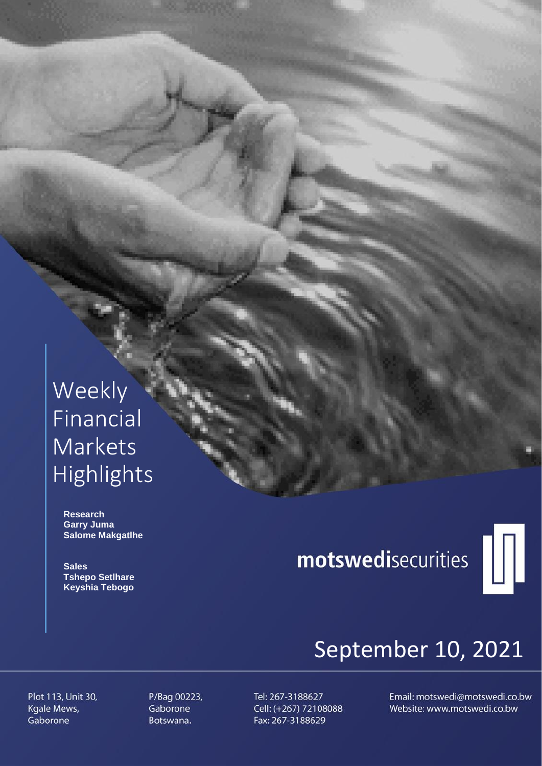# Weekly Financial Markets Highlights

**Research**
**Garry Juma**
**Salome Makgatlhe**

**Sales**
**Tshepo Setlhare**
**Keyshia Tebogo**

**motswedi**securities

September 10, 2021

Plot 113, Unit 30,
Kgale Mews,
Gaborone

P/Bag 00223,
Gaborone
Botswana.

Tel: 267-3188627
Cell: (+267) 72108088
Fax: 267-3188629

Email: motswedi@motswedi.co.bw
Website: www.motswedi.co.bw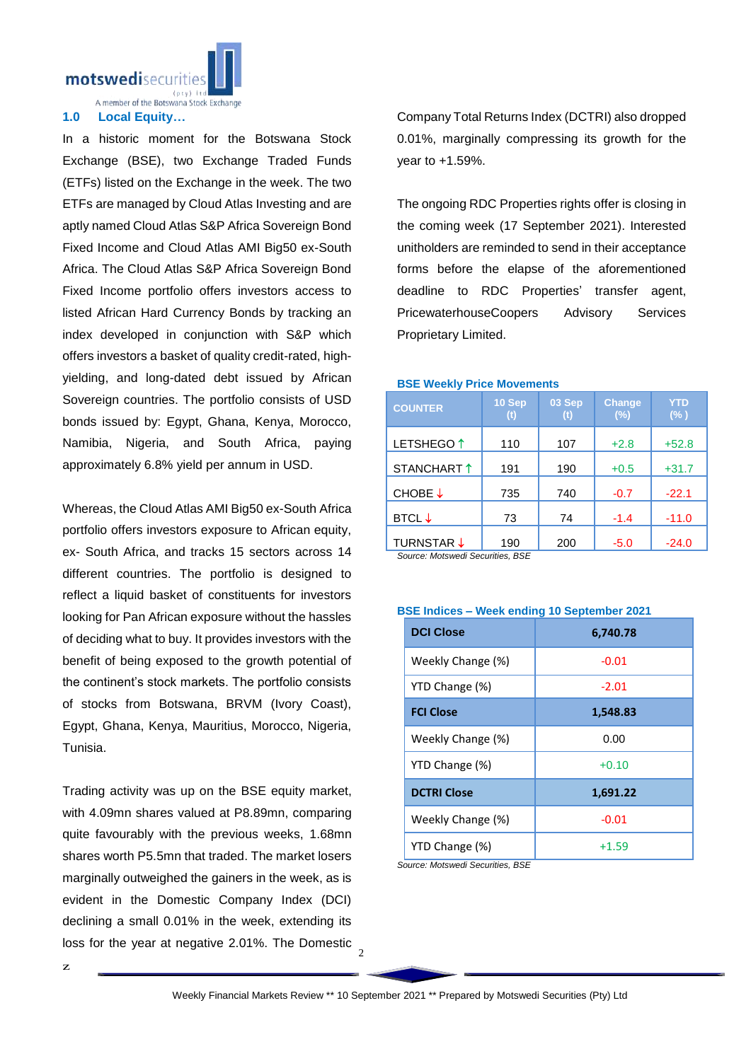## 1.0 Local Equity…

In a historic moment for the Botswana Stock Exchange (BSE), two Exchange Traded Funds (ETFs) listed on the Exchange in the week. The two ETFs are managed by Cloud Atlas Investing and are aptly named Cloud Atlas S&P Africa Sovereign Bond Fixed Income and Cloud Atlas AMI Big50 ex-South Africa. The Cloud Atlas S&P Africa Sovereign Bond Fixed Income portfolio offers investors access to listed African Hard Currency Bonds by tracking an index developed in conjunction with S&P which offers investors a basket of quality credit-rated, high-yielding, and long-dated debt issued by African Sovereign countries. The portfolio consists of USD bonds issued by: Egypt, Ghana, Kenya, Morocco, Namibia, Nigeria, and South Africa, paying approximately 6.8% yield per annum in USD.

Whereas, the Cloud Atlas AMI Big50 ex-South Africa portfolio offers investors exposure to African equity, ex- South Africa, and tracks 15 sectors across 14 different countries. The portfolio is designed to reflect a liquid basket of constituents for investors looking for Pan African exposure without the hassles of deciding what to buy. It provides investors with the benefit of being exposed to the growth potential of the continent's stock markets. The portfolio consists of stocks from Botswana, BRVM (Ivory Coast), Egypt, Ghana, Kenya, Mauritius, Morocco, Nigeria, Tunisia.

Trading activity was up on the BSE equity market, with 4.09mn shares valued at P8.89mn, comparing quite favourably with the previous weeks, 1.68mn shares worth P5.5mn that traded. The market losers marginally outweighed the gainers in the week, as is evident in the Domestic Company Index (DCI) declining a small 0.01% in the week, extending its loss for the year at negative 2.01%. The Domestic Company Total Returns Index (DCTRI) also dropped 0.01%, marginally compressing its growth for the year to +1.59%.

The ongoing RDC Properties rights offer is closing in the coming week (17 September 2021). Interested unitholders are reminded to send in their acceptance forms before the elapse of the aforementioned deadline to RDC Properties' transfer agent, PricewaterhouseCoopers Advisory Services Proprietary Limited.

**BSE Weekly Price Movements**

| COUNTER | 10 Sep (t) | 03 Sep (t) | Change (%) | YTD (% ) |
|---|---|---|---|---|
| LETSHEGO ↑ | 110 | 107 | +2.8 | +52.8 |
| STANCHART ↑ | 191 | 190 | +0.5 | +31.7 |
| CHOBE ↓ | 735 | 740 | -0.7 | -22.1 |
| BTCL ↓ | 73 | 74 | -1.4 | -11.0 |
| TURNSTAR ↓ | 190 | 200 | -5.0 | -24.0 |

*Source: Motswedi Securities, BSE*

**BSE Indices – Week ending 10 September 2021**

| **DCI Close** | **6,740.78** |
|---|---|
| Weekly Change (%) | -0.01 |
| YTD Change (%) | -2.01 |
| **FCI Close** | **1,548.83** |
| Weekly Change (%) | 0.00 |
| YTD Change (%) | +0.10 |
| **DCTRI Close** | **1,691.22** |
| Weekly Change (%) | -0.01 |
| YTD Change (%) | +1.59 |

*Source: Motswedi Securities, BSE*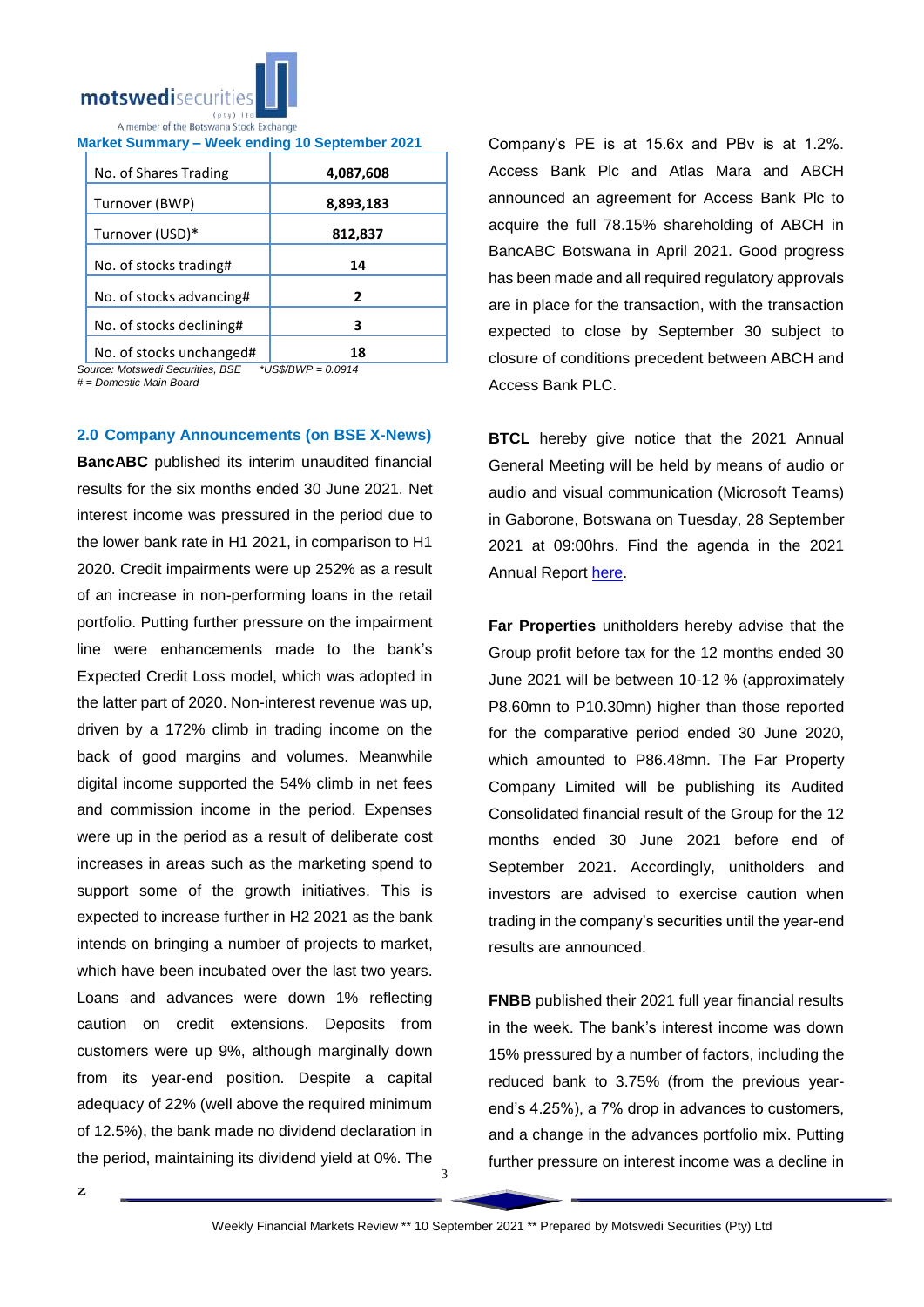**Market Summary – Week ending 10 September 2021**

| | |
|---|---|
| No. of Shares Trading | 4,087,608 |
| Turnover (BWP) | 8,893,183 |
| Turnover (USD)* | 812,837 |
| No. of stocks trading# | 14 |
| No. of stocks advancing# | 2 |
| No. of stocks declining# | 3 |
| No. of stocks unchanged# | 18 |

*Source: Motswedi Securities, BSE &nbsp;&nbsp;&nbsp; *US$/BWP = 0.0914*
*# = Domestic Main Board*

## 2.0 Company Announcements (on BSE X-News)

**BancABC** published its interim unaudited financial results for the six months ended 30 June 2021. Net interest income was pressured in the period due to the lower bank rate in H1 2021, in comparison to H1 2020. Credit impairments were up 252% as a result of an increase in non-performing loans in the retail portfolio. Putting further pressure on the impairment line were enhancements made to the bank's Expected Credit Loss model, which was adopted in the latter part of 2020. Non-interest revenue was up, driven by a 172% climb in trading income on the back of good margins and volumes. Meanwhile digital income supported the 54% climb in net fees and commission income in the period. Expenses were up in the period as a result of deliberate cost increases in areas such as the marketing spend to support some of the growth initiatives. This is expected to increase further in H2 2021 as the bank intends on bringing a number of projects to market, which have been incubated over the last two years. Loans and advances were down 1% reflecting caution on credit extensions. Deposits from customers were up 9%, although marginally down from its year-end position. Despite a capital adequacy of 22% (well above the required minimum of 12.5%), the bank made no dividend declaration in the period, maintaining its dividend yield at 0%. The Company's PE is at 15.6x and PBv is at 1.2%. Access Bank Plc and Atlas Mara and ABCH announced an agreement for Access Bank Plc to acquire the full 78.15% shareholding of ABCH in BancABC Botswana in April 2021. Good progress has been made and all required regulatory approvals are in place for the transaction, with the transaction expected to close by September 30 subject to closure of conditions precedent between ABCH and Access Bank PLC.

**BTCL** hereby give notice that the 2021 Annual General Meeting will be held by means of audio or audio and visual communication (Microsoft Teams) in Gaborone, Botswana on Tuesday, 28 September 2021 at 09:00hrs. Find the agenda in the 2021 Annual Report here.

**Far Properties** unitholders hereby advise that the Group profit before tax for the 12 months ended 30 June 2021 will be between 10-12 % (approximately P8.60mn to P10.30mn) higher than those reported for the comparative period ended 30 June 2020, which amounted to P86.48mn. The Far Property Company Limited will be publishing its Audited Consolidated financial result of the Group for the 12 months ended 30 June 2021 before end of September 2021. Accordingly, unitholders and investors are advised to exercise caution when trading in the company's securities until the year-end results are announced.

**FNBB** published their 2021 full year financial results in the week. The bank's interest income was down 15% pressured by a number of factors, including the reduced bank to 3.75% (from the previous year-end's 4.25%), a 7% drop in advances to customers, and a change in the advances portfolio mix. Putting further pressure on interest income was a decline in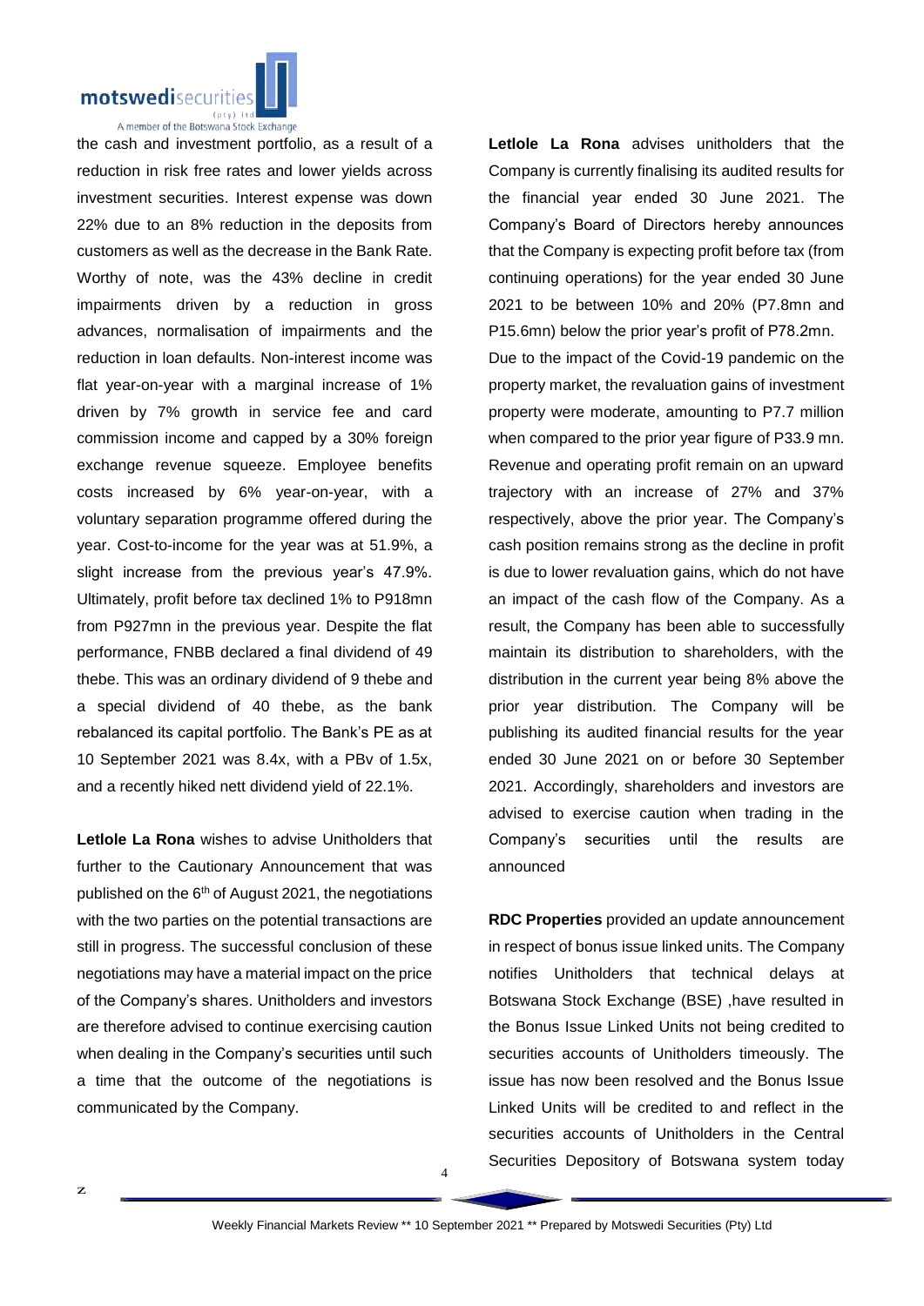the cash and investment portfolio, as a result of a reduction in risk free rates and lower yields across investment securities. Interest expense was down 22% due to an 8% reduction in the deposits from customers as well as the decrease in the Bank Rate. Worthy of note, was the 43% decline in credit impairments driven by a reduction in gross advances, normalisation of impairments and the reduction in loan defaults. Non-interest income was flat year-on-year with a marginal increase of 1% driven by 7% growth in service fee and card commission income and capped by a 30% foreign exchange revenue squeeze. Employee benefits costs increased by 6% year-on-year, with a voluntary separation programme offered during the year. Cost-to-income for the year was at 51.9%, a slight increase from the previous year's 47.9%. Ultimately, profit before tax declined 1% to P918mn from P927mn in the previous year. Despite the flat performance, FNBB declared a final dividend of 49 thebe. This was an ordinary dividend of 9 thebe and a special dividend of 40 thebe, as the bank rebalanced its capital portfolio. The Bank's PE as at 10 September 2021 was 8.4x, with a PBv of 1.5x, and a recently hiked nett dividend yield of 22.1%.

**Letlole La Rona** wishes to advise Unitholders that further to the Cautionary Announcement that was published on the 6th of August 2021, the negotiations with the two parties on the potential transactions are still in progress. The successful conclusion of these negotiations may have a material impact on the price of the Company's shares. Unitholders and investors are therefore advised to continue exercising caution when dealing in the Company's securities until such a time that the outcome of the negotiations is communicated by the Company.

**Letlole La Rona** advises unitholders that the Company is currently finalising its audited results for the financial year ended 30 June 2021. The Company's Board of Directors hereby announces that the Company is expecting profit before tax (from continuing operations) for the year ended 30 June 2021 to be between 10% and 20% (P7.8mn and P15.6mn) below the prior year's profit of P78.2mn. Due to the impact of the Covid-19 pandemic on the property market, the revaluation gains of investment property were moderate, amounting to P7.7 million when compared to the prior year figure of P33.9 mn. Revenue and operating profit remain on an upward trajectory with an increase of 27% and 37% respectively, above the prior year. The Company's cash position remains strong as the decline in profit is due to lower revaluation gains, which do not have an impact of the cash flow of the Company. As a result, the Company has been able to successfully maintain its distribution to shareholders, with the distribution in the current year being 8% above the prior year distribution. The Company will be publishing its audited financial results for the year ended 30 June 2021 on or before 30 September 2021. Accordingly, shareholders and investors are advised to exercise caution when trading in the Company's securities until the results are announced

**RDC Properties** provided an update announcement in respect of bonus issue linked units. The Company notifies Unitholders that technical delays at Botswana Stock Exchange (BSE) ,have resulted in the Bonus Issue Linked Units not being credited to securities accounts of Unitholders timeously. The issue has now been resolved and the Bonus Issue Linked Units will be credited to and reflect in the securities accounts of Unitholders in the Central Securities Depository of Botswana system today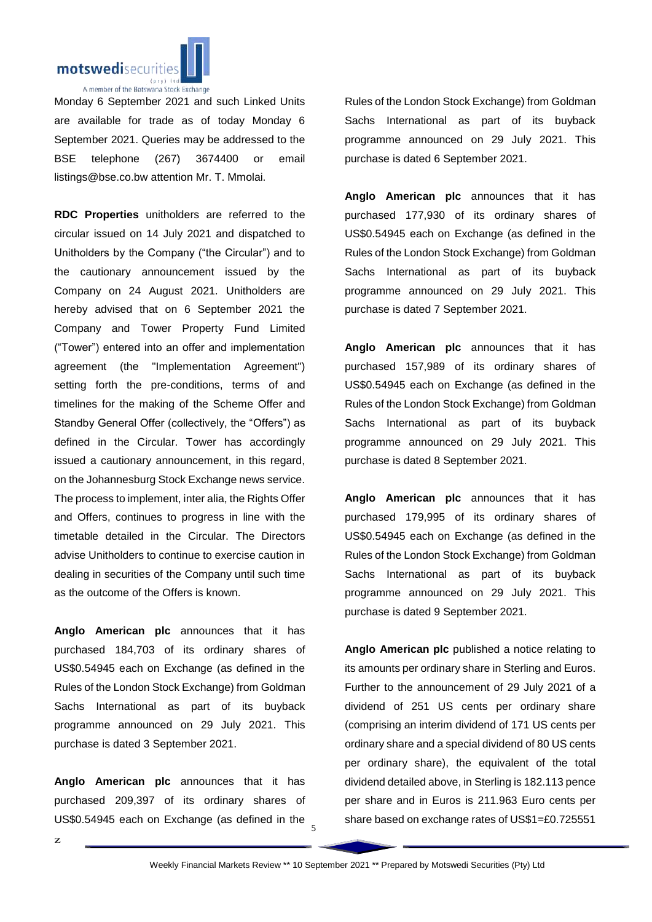Monday 6 September 2021 and such Linked Units are available for trade as of today Monday 6 September 2021. Queries may be addressed to the BSE telephone (267) 3674400 or email listings@bse.co.bw attention Mr. T. Mmolai.

**RDC Properties** unitholders are referred to the circular issued on 14 July 2021 and dispatched to Unitholders by the Company ("the Circular") and to the cautionary announcement issued by the Company on 24 August 2021. Unitholders are hereby advised that on 6 September 2021 the Company and Tower Property Fund Limited ("Tower") entered into an offer and implementation agreement (the "Implementation Agreement") setting forth the pre-conditions, terms of and timelines for the making of the Scheme Offer and Standby General Offer (collectively, the "Offers") as defined in the Circular. Tower has accordingly issued a cautionary announcement, in this regard, on the Johannesburg Stock Exchange news service. The process to implement, inter alia, the Rights Offer and Offers, continues to progress in line with the timetable detailed in the Circular. The Directors advise Unitholders to continue to exercise caution in dealing in securities of the Company until such time as the outcome of the Offers is known.

**Anglo American plc** announces that it has purchased 184,703 of its ordinary shares of US$0.54945 each on Exchange (as defined in the Rules of the London Stock Exchange) from Goldman Sachs International as part of its buyback programme announced on 29 July 2021. This purchase is dated 3 September 2021.

**Anglo American plc** announces that it has purchased 209,397 of its ordinary shares of US$0.54945 each on Exchange (as defined in the Rules of the London Stock Exchange) from Goldman Sachs International as part of its buyback programme announced on 29 July 2021. This purchase is dated 6 September 2021.

**Anglo American plc** announces that it has purchased 177,930 of its ordinary shares of US$0.54945 each on Exchange (as defined in the Rules of the London Stock Exchange) from Goldman Sachs International as part of its buyback programme announced on 29 July 2021. This purchase is dated 7 September 2021.

**Anglo American plc** announces that it has purchased 157,989 of its ordinary shares of US$0.54945 each on Exchange (as defined in the Rules of the London Stock Exchange) from Goldman Sachs International as part of its buyback programme announced on 29 July 2021. This purchase is dated 8 September 2021.

**Anglo American plc** announces that it has purchased 179,995 of its ordinary shares of US$0.54945 each on Exchange (as defined in the Rules of the London Stock Exchange) from Goldman Sachs International as part of its buyback programme announced on 29 July 2021. This purchase is dated 9 September 2021.

**Anglo American plc** published a notice relating to its amounts per ordinary share in Sterling and Euros. Further to the announcement of 29 July 2021 of a dividend of 251 US cents per ordinary share (comprising an interim dividend of 171 US cents per ordinary share and a special dividend of 80 US cents per ordinary share), the equivalent of the total dividend detailed above, in Sterling is 182.113 pence per share and in Euros is 211.963 Euro cents per share based on exchange rates of US$1=£0.725551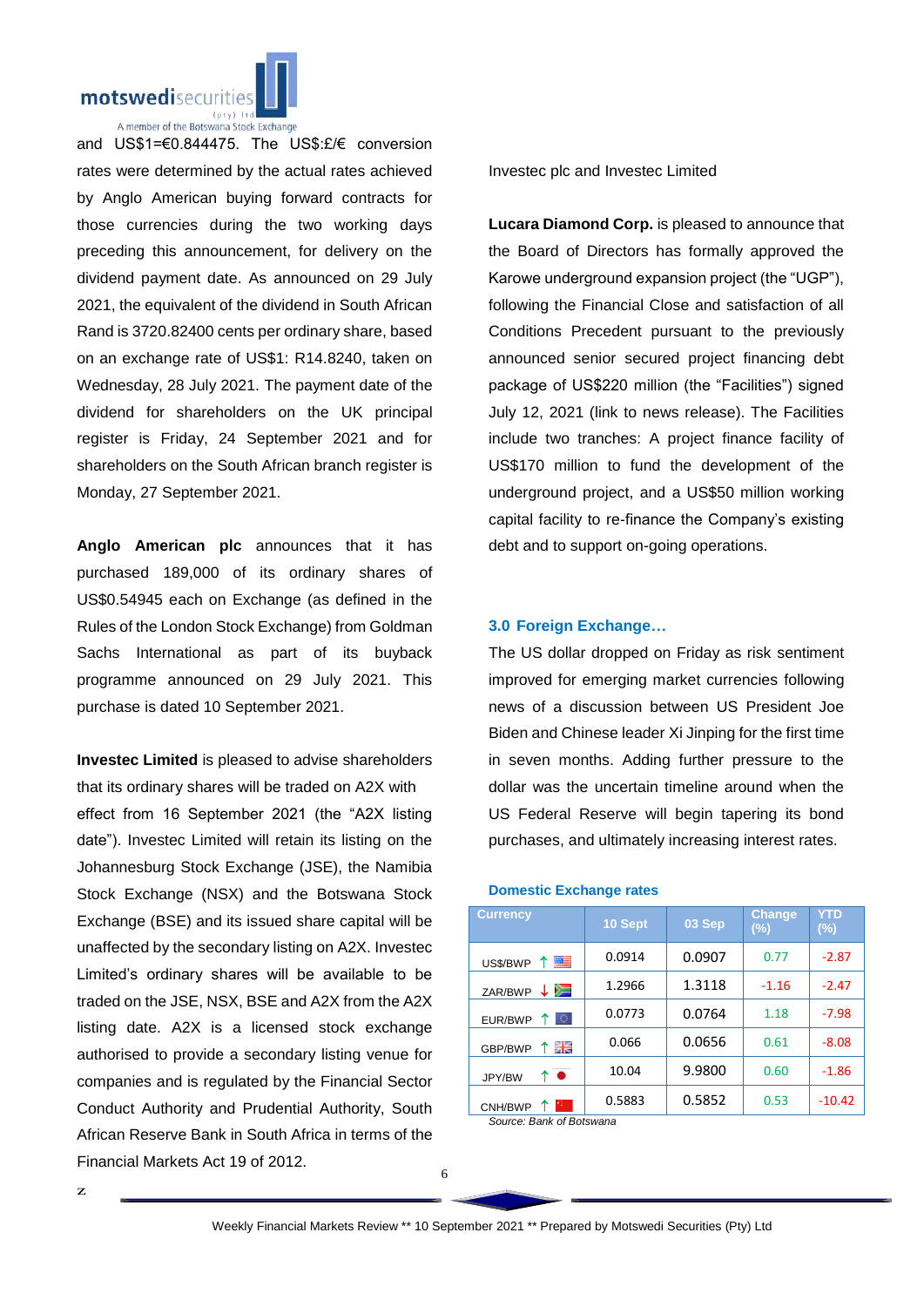and US$1=€0.844475. The US$:£/€ conversion rates were determined by the actual rates achieved by Anglo American buying forward contracts for those currencies during the two working days preceding this announcement, for delivery on the dividend payment date. As announced on 29 July 2021, the equivalent of the dividend in South African Rand is 3720.82400 cents per ordinary share, based on an exchange rate of US$1: R14.8240, taken on Wednesday, 28 July 2021. The payment date of the dividend for shareholders on the UK principal register is Friday, 24 September 2021 and for shareholders on the South African branch register is Monday, 27 September 2021.

**Anglo American plc** announces that it has purchased 189,000 of its ordinary shares of US$0.54945 each on Exchange (as defined in the Rules of the London Stock Exchange) from Goldman Sachs International as part of its buyback programme announced on 29 July 2021. This purchase is dated 10 September 2021.

**Investec Limited** is pleased to advise shareholders that its ordinary shares will be traded on A2X with effect from 16 September 2021 (the "A2X listing date"). Investec Limited will retain its listing on the Johannesburg Stock Exchange (JSE), the Namibia Stock Exchange (NSX) and the Botswana Stock Exchange (BSE) and its issued share capital will be unaffected by the secondary listing on A2X. Investec Limited's ordinary shares will be available to be traded on the JSE, NSX, BSE and A2X from the A2X listing date. A2X is a licensed stock exchange authorised to provide a secondary listing venue for companies and is regulated by the Financial Sector Conduct Authority and Prudential Authority, South African Reserve Bank in South Africa in terms of the Financial Markets Act 19 of 2012.

Investec plc and Investec Limited

**Lucara Diamond Corp.** is pleased to announce that the Board of Directors has formally approved the Karowe underground expansion project (the "UGP"), following the Financial Close and satisfaction of all Conditions Precedent pursuant to the previously announced senior secured project financing debt package of US$220 million (the "Facilities") signed July 12, 2021 (link to news release). The Facilities include two tranches: A project finance facility of US$170 million to fund the development of the underground project, and a US$50 million working capital facility to re-finance the Company's existing debt and to support on-going operations.

## 3.0 Foreign Exchange…

The US dollar dropped on Friday as risk sentiment improved for emerging market currencies following news of a discussion between US President Joe Biden and Chinese leader Xi Jinping for the first time in seven months. Adding further pressure to the dollar was the uncertain timeline around when the US Federal Reserve will begin tapering its bond purchases, and ultimately increasing interest rates.

**Domestic Exchange rates**

| Currency | 10 Sept | 03 Sep | Change (%) | YTD (%) |
|---|---|---|---|---|
| US$/BWP ↑ | 0.0914 | 0.0907 | 0.77 | -2.87 |
| ZAR/BWP ↓ | 1.2966 | 1.3118 | -1.16 | -2.47 |
| EUR/BWP ↑ | 0.0773 | 0.0764 | 1.18 | -7.98 |
| GBP/BWP ↑ | 0.066 | 0.0656 | 0.61 | -8.08 |
| JPY/BW ↑ | 10.04 | 9.9800 | 0.60 | -1.86 |
| CNH/BWP ↑ | 0.5883 | 0.5852 | 0.53 | -10.42 |

*Source: Bank of Botswana*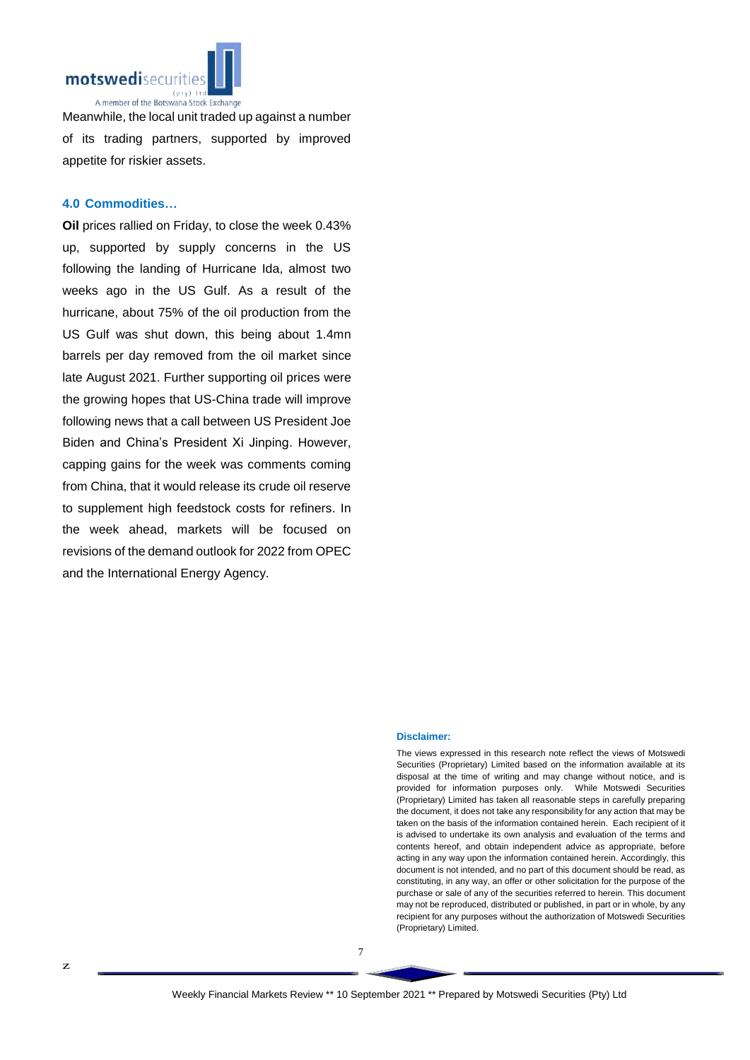Meanwhile, the local unit traded up against a number of its trading partners, supported by improved appetite for riskier assets.

### 4.0 Commodities…

**Oil** prices rallied on Friday, to close the week 0.43% up, supported by supply concerns in the US following the landing of Hurricane Ida, almost two weeks ago in the US Gulf. As a result of the hurricane, about 75% of the oil production from the US Gulf was shut down, this being about 1.4mn barrels per day removed from the oil market since late August 2021. Further supporting oil prices were the growing hopes that US-China trade will improve following news that a call between US President Joe Biden and China's President Xi Jinping. However, capping gains for the week was comments coming from China, that it would release its crude oil reserve to supplement high feedstock costs for refiners. In the week ahead, markets will be focused on revisions of the demand outlook for 2022 from OPEC and the International Energy Agency.

**Disclaimer:**

The views expressed in this research note reflect the views of Motswedi Securities (Proprietary) Limited based on the information available at its disposal at the time of writing and may change without notice, and is provided for information purposes only. While Motswedi Securities (Proprietary) Limited has taken all reasonable steps in carefully preparing the document, it does not take any responsibility for any action that may be taken on the basis of the information contained herein. Each recipient of it is advised to undertake its own analysis and evaluation of the terms and contents hereof, and obtain independent advice as appropriate, before acting in any way upon the information contained herein. Accordingly, this document is not intended, and no part of this document should be read, as constituting, in any way, an offer or other solicitation for the purpose of the purchase or sale of any of the securities referred to herein. This document may not be reproduced, distributed or published, in part or in whole, by any recipient for any purposes without the authorization of Motswedi Securities (Proprietary) Limited.